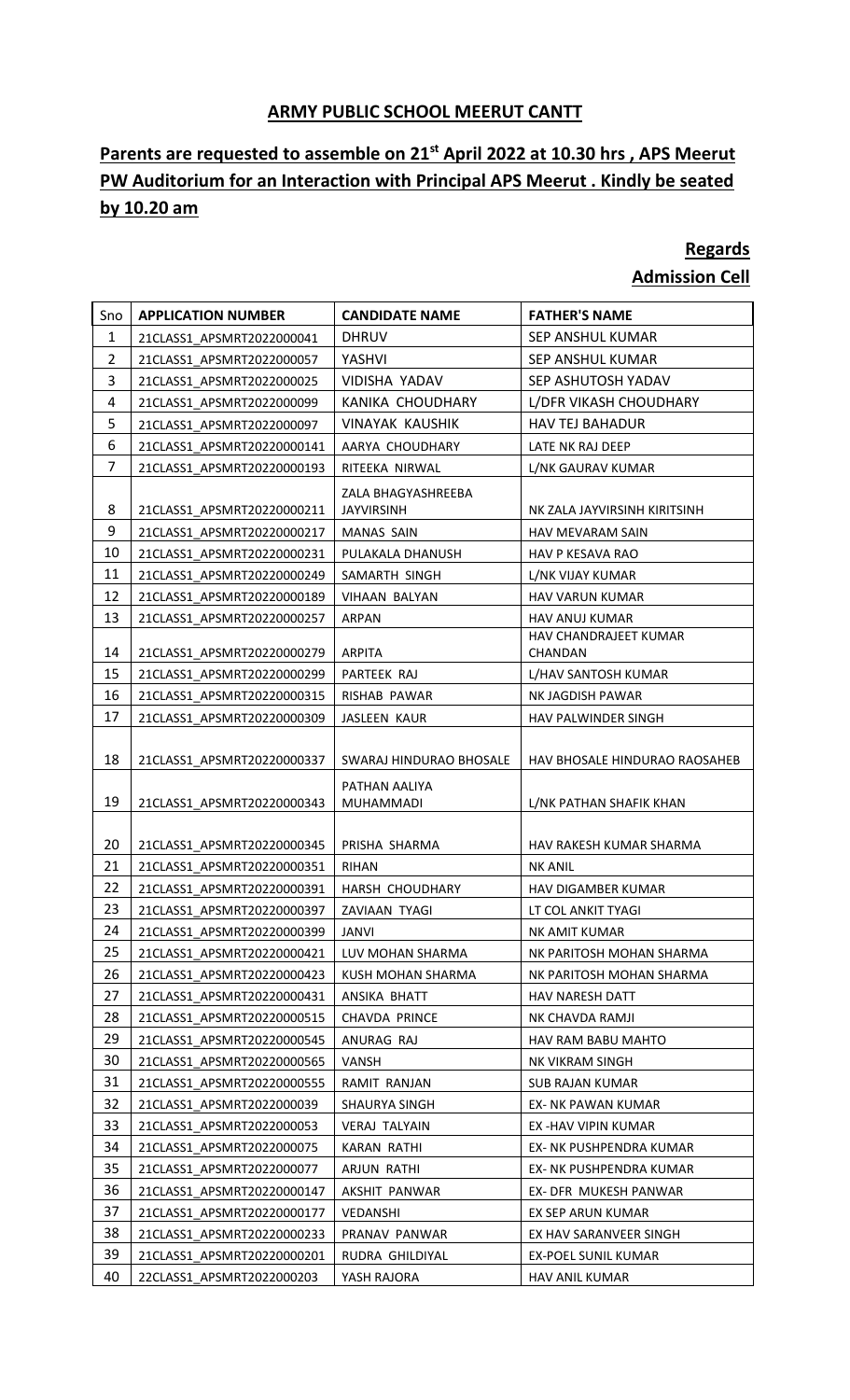## ARMY PUBLIC SCHOOL MEERUT CANTT

## Parents are requested to assemble on 21st April 2022 at 10.30 hrs , APS Meerut PW Auditorium for an Interaction with Principal APS Meerut . Kindly be seated by 10.20 am

**Regards**

**Admission Cell**

| Sno | APPLICATION NUMBER | CANDIDATE NAME | FATHER'S NAME |
|---|---|---|---|
| 1 | 21CLASS1_APSMRT2022000041 | DHRUV | SEP ANSHUL KUMAR |
| 2 | 21CLASS1_APSMRT2022000057 | YASHVI | SEP ANSHUL KUMAR |
| 3 | 21CLASS1_APSMRT2022000025 | VIDISHA YADAV | SEP ASHUTOSH YADAV |
| 4 | 21CLASS1_APSMRT2022000099 | KANIKA CHOUDHARY | L/DFR VIKASH CHOUDHARY |
| 5 | 21CLASS1_APSMRT2022000097 | VINAYAK KAUSHIK | HAV TEJ BAHADUR |
| 6 | 21CLASS1_APSMRT20220000141 | AARYA CHOUDHARY | LATE NK RAJ DEEP |
| 7 | 21CLASS1_APSMRT20220000193 | RITEEKA NIRWAL | L/NK GAURAV KUMAR |
| 8 | 21CLASS1_APSMRT20220000211 | ZALA BHAGYASHREEBA JAYVIRSINH | NK ZALA JAYVIRSINH KIRITSINH |
| 9 | 21CLASS1_APSMRT20220000217 | MANAS SAIN | HAV MEVARAM SAIN |
| 10 | 21CLASS1_APSMRT20220000231 | PULAKALA DHANUSH | HAV P KESAVA RAO |
| 11 | 21CLASS1_APSMRT20220000249 | SAMARTH SINGH | L/NK VIJAY KUMAR |
| 12 | 21CLASS1_APSMRT20220000189 | VIHAAN BALYAN | HAV VARUN KUMAR |
| 13 | 21CLASS1_APSMRT20220000257 | ARPAN | HAV ANUJ KUMAR |
| 14 | 21CLASS1_APSMRT20220000279 | ARPITA | HAV CHANDRAJEET KUMAR CHANDAN |
| 15 | 21CLASS1_APSMRT20220000299 | PARTEEK RAJ | L/HAV SANTOSH KUMAR |
| 16 | 21CLASS1_APSMRT20220000315 | RISHAB PAWAR | NK JAGDISH PAWAR |
| 17 | 21CLASS1_APSMRT20220000309 | JASLEEN KAUR | HAV PALWINDER SINGH |
| 18 | 21CLASS1_APSMRT20220000337 | SWARAJ HINDURAO BHOSALE | HAV BHOSALE HINDURAO RAOSAHEB |
| 19 | 21CLASS1_APSMRT20220000343 | PATHAN AALIYA MUHAMMADI | L/NK PATHAN SHAFIK KHAN |
| 20 | 21CLASS1_APSMRT20220000345 | PRISHA SHARMA | HAV RAKESH KUMAR SHARMA |
| 21 | 21CLASS1_APSMRT20220000351 | RIHAN | NK ANIL |
| 22 | 21CLASS1_APSMRT20220000391 | HARSH CHOUDHARY | HAV DIGAMBER KUMAR |
| 23 | 21CLASS1_APSMRT20220000397 | ZAVIAAN TYAGI | LT COL ANKIT TYAGI |
| 24 | 21CLASS1_APSMRT20220000399 | JANVI | NK AMIT KUMAR |
| 25 | 21CLASS1_APSMRT20220000421 | LUV MOHAN SHARMA | NK PARITOSH MOHAN SHARMA |
| 26 | 21CLASS1_APSMRT20220000423 | KUSH MOHAN SHARMA | NK PARITOSH MOHAN SHARMA |
| 27 | 21CLASS1_APSMRT20220000431 | ANSIKA BHATT | HAV NARESH DATT |
| 28 | 21CLASS1_APSMRT20220000515 | CHAVDA PRINCE | NK CHAVDA RAMJI |
| 29 | 21CLASS1_APSMRT20220000545 | ANURAG RAJ | HAV RAM BABU MAHTO |
| 30 | 21CLASS1_APSMRT20220000565 | VANSH | NK VIKRAM SINGH |
| 31 | 21CLASS1_APSMRT20220000555 | RAMIT RANJAN | SUB RAJAN KUMAR |
| 32 | 21CLASS1_APSMRT2022000039 | SHAURYA SINGH | EX- NK PAWAN KUMAR |
| 33 | 21CLASS1_APSMRT2022000053 | VERAJ TALYAIN | EX -HAV VIPIN KUMAR |
| 34 | 21CLASS1_APSMRT2022000075 | KARAN RATHI | EX- NK PUSHPENDRA KUMAR |
| 35 | 21CLASS1_APSMRT2022000077 | ARJUN RATHI | EX- NK PUSHPENDRA KUMAR |
| 36 | 21CLASS1_APSMRT20220000147 | AKSHIT PANWAR | EX- DFR MUKESH PANWAR |
| 37 | 21CLASS1_APSMRT20220000177 | VEDANSHI | EX SEP ARUN KUMAR |
| 38 | 21CLASS1_APSMRT20220000233 | PRANAV PANWAR | EX HAV SARANVEER SINGH |
| 39 | 21CLASS1_APSMRT20220000201 | RUDRA GHILDIYAL | EX-POEL SUNIL KUMAR |
| 40 | 22CLASS1_APSMRT2022000203 | YASH RAJORA | HAV ANIL KUMAR |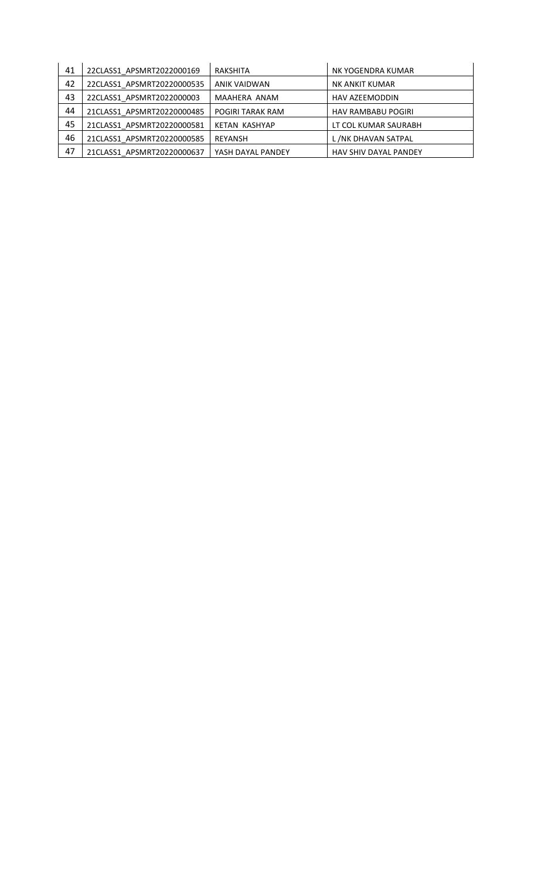| | | | |
|---|---|---|---|
| 41 | 22CLASS1_APSMRT2022000169 | RAKSHITA | NK YOGENDRA KUMAR |
| 42 | 22CLASS1_APSMRT20220000535 | ANIK VAIDWAN | NK ANKIT KUMAR |
| 43 | 22CLASS1_APSMRT2022000003 | MAAHERA ANAM | HAV AZEEMODDIN |
| 44 | 21CLASS1_APSMRT20220000485 | POGIRI TARAK RAM | HAV RAMBABU POGIRI |
| 45 | 21CLASS1_APSMRT20220000581 | KETAN KASHYAP | LT COL KUMAR SAURABH |
| 46 | 21CLASS1_APSMRT20220000585 | REYANSH | L /NK DHAVAN SATPAL |
| 47 | 21CLASS1_APSMRT20220000637 | YASH DAYAL PANDEY | HAV SHIV DAYAL PANDEY |